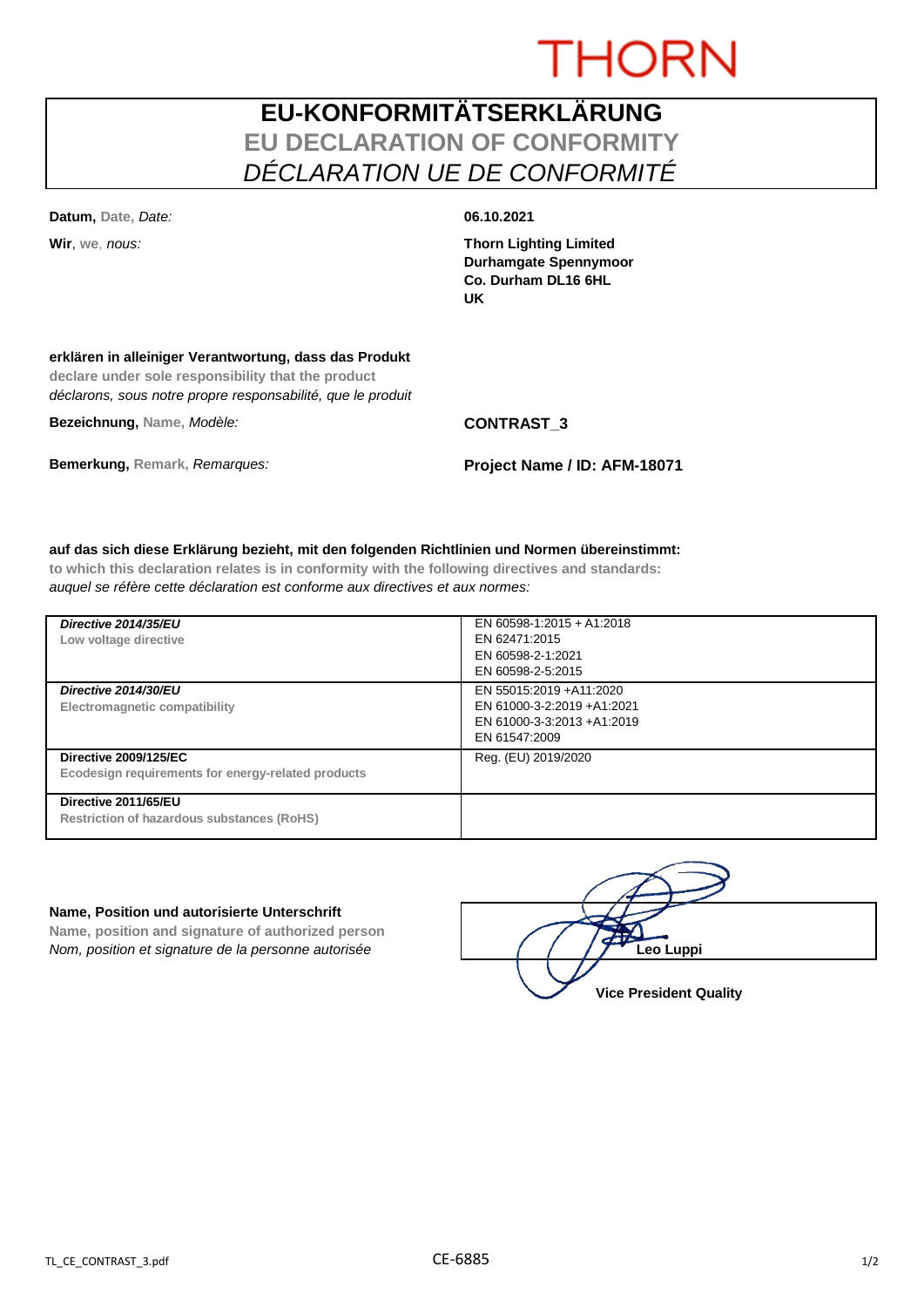THORN

# EU-KONFORMITÄTSERKLÄRUNG
## EU DECLARATION OF CONFORMITY
## *DÉCLARATION UE DE CONFORMITÉ*

**Datum,** Date, *Date:* **06.10.2021**

**Wir**, we, *nous:*

**Thorn Lighting Limited**
**Durhamgate Spennymoor**
**Co. Durham DL16 6HL**
**UK**

**erklären in alleiniger Verantwortung, dass das Produkt**
**declare under sole responsibility that the product**
*déclarons, sous notre propre responsabilité, que le produit*

**Bezeichnung,** Name, *Modèle:* **CONTRAST_3**

**Bemerkung,** Remark, *Remarques:* **Project Name / ID: AFM-18071**

**auf das sich diese Erklärung bezieht, mit den folgenden Richtlinien und Normen übereinstimmt:**
**to which this declaration relates is in conformity with the following directives and standards:**
*auquel se réfère cette déclaration est conforme aux directives et aux normes:*

| Directive | Standards |
|---|---|
| ***Directive 2014/35/EU***<br>**Low voltage directive** | EN 60598-1:2015 + A1:2018<br>EN 62471:2015<br>EN 60598-2-1:2021<br>EN 60598-2-5:2015 |
| ***Directive 2014/30/EU***<br>**Electromagnetic compatibility** | EN 55015:2019 +A11:2020<br>EN 61000-3-2:2019 +A1:2021<br>EN 61000-3-3:2013 +A1:2019<br>EN 61547:2009 |
| **Directive 2009/125/EC**<br>**Ecodesign requirements for energy-related products** | Reg. (EU) 2019/2020 |
| **Directive 2011/65/EU**<br>**Restriction of hazardous substances (RoHS)** | |

**Name, Position und autorisierte Unterschrift**
**Name, position and signature of authorized person**
*Nom, position et signature de la personne autorisée*

**Leo Luppi**
**Vice President Quality**

TL_CE_CONTRAST_3.pdf CE-6885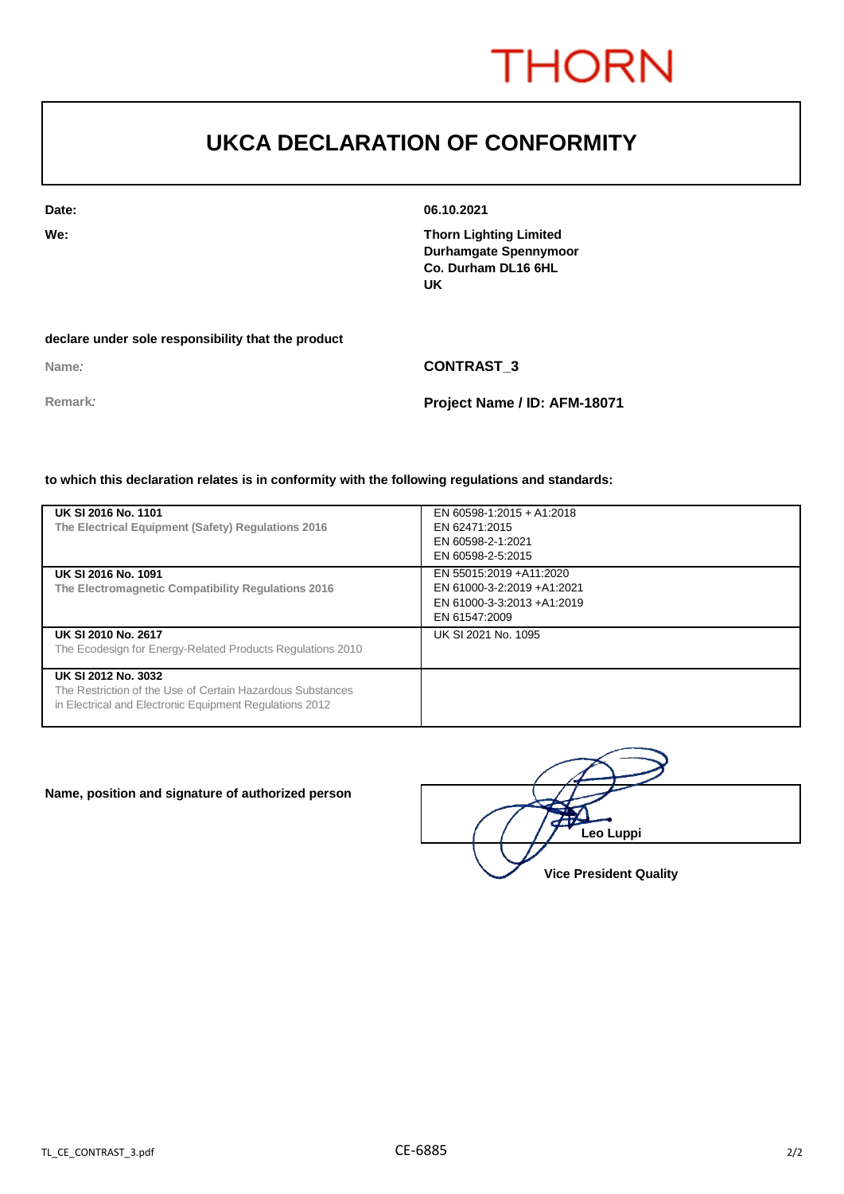THORN

# UKCA DECLARATION OF CONFORMITY

**Date:** **06.10.2021**

**We:** **Thorn Lighting Limited**
**Durhamgate Spennymoor**
**Co. Durham DL16 6HL**
**UK**

**declare under sole responsibility that the product**

Name: **CONTRAST_3**

Remark: **Project Name / ID: AFM-18071**

**to which this declaration relates is in conformity with the following regulations and standards:**

| | |
|---|---|
| **UK SI 2016 No. 1101**<br>**The Electrical Equipment (Safety) Regulations 2016** | EN 60598-1:2015 + A1:2018<br>EN 62471:2015<br>EN 60598-2-1:2021<br>EN 60598-2-5:2015 |
| **UK SI 2016 No. 1091**<br>**The Electromagnetic Compatibility Regulations 2016** | EN 55015:2019 +A11:2020<br>EN 61000-3-2:2019 +A1:2021<br>EN 61000-3-3:2013 +A1:2019<br>EN 61547:2009 |
| **UK SI 2010 No. 2617**<br>The Ecodesign for Energy-Related Products Regulations 2010 | UK SI 2021 No. 1095 |
| **UK SI 2012 No. 3032**<br>The Restriction of the Use of Certain Hazardous Substances in Electrical and Electronic Equipment Regulations 2012 | |

**Name, position and signature of authorized person**

**Leo Luppi**

**Vice President Quality**

TL_CE_CONTRAST_3.pdf CE-6885